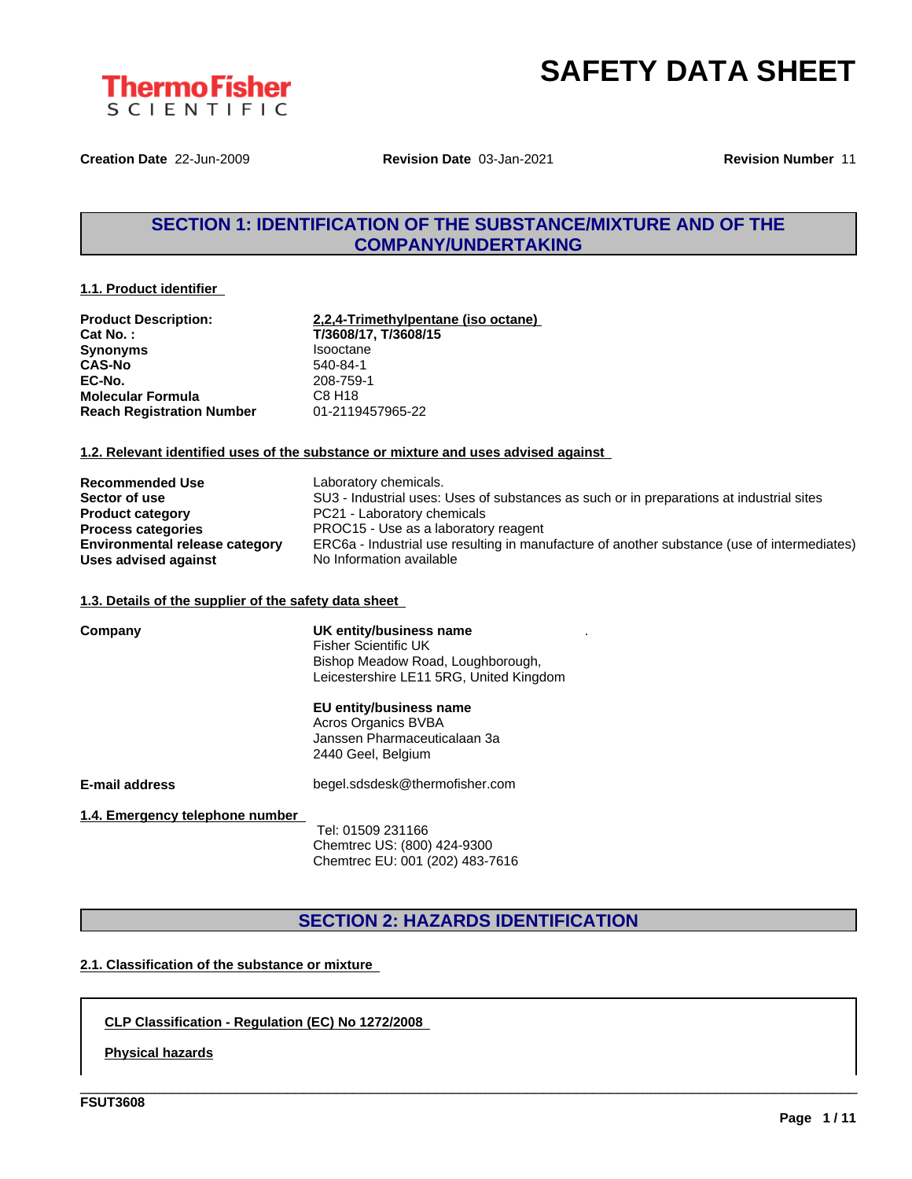Thermo Fisher SCIENTIFIC

# SAFETY DATA SHEET

**Creation Date** 22-Jun-2009 **Revision Date** 03-Jan-2021 **Revision Number** 11

## SECTION 1: IDENTIFICATION OF THE SUBSTANCE/MIXTURE AND OF THE COMPANY/UNDERTAKING

### 1.1. Product identifier

| | |
|---|---|
| **Product Description:** | **2,2,4-Trimethylpentane (iso octane)** |
| **Cat No. :** | **T/3608/17, T/3608/15** |
| **Synonyms** | Isooctane |
| **CAS-No** | 540-84-1 |
| **EC-No.** | 208-759-1 |
| **Molecular Formula** | C8 H18 |
| **Reach Registration Number** | 01-2119457965-22 |

### 1.2. Relevant identified uses of the substance or mixture and uses advised against

| | |
|---|---|
| **Recommended Use** | Laboratory chemicals. |
| **Sector of use** | SU3 - Industrial uses: Uses of substances as such or in preparations at industrial sites |
| **Product category** | PC21 - Laboratory chemicals |
| **Process categories** | PROC15 - Use as a laboratory reagent |
| **Environmental release category** | ERC6a - Industrial use resulting in manufacture of another substance (use of intermediates) |
| **Uses advised against** | No Information available |

### 1.3. Details of the supplier of the safety data sheet

**Company**

**UK entity/business name**
Fisher Scientific UK
Bishop Meadow Road, Loughborough,
Leicestershire LE11 5RG, United Kingdom

**EU entity/business name**
Acros Organics BVBA
Janssen Pharmaceuticalaan 3a
2440 Geel, Belgium

**E-mail address** begel.sdsdesk@thermofisher.com

### 1.4. Emergency telephone number

Tel: 01509 231166
Chemtrec US: (800) 424-9300
Chemtrec EU: 001 (202) 483-7616

## SECTION 2: HAZARDS IDENTIFICATION

### 2.1. Classification of the substance or mixture

**CLP Classification - Regulation (EC) No 1272/2008**

**Physical hazards**

FSUT3608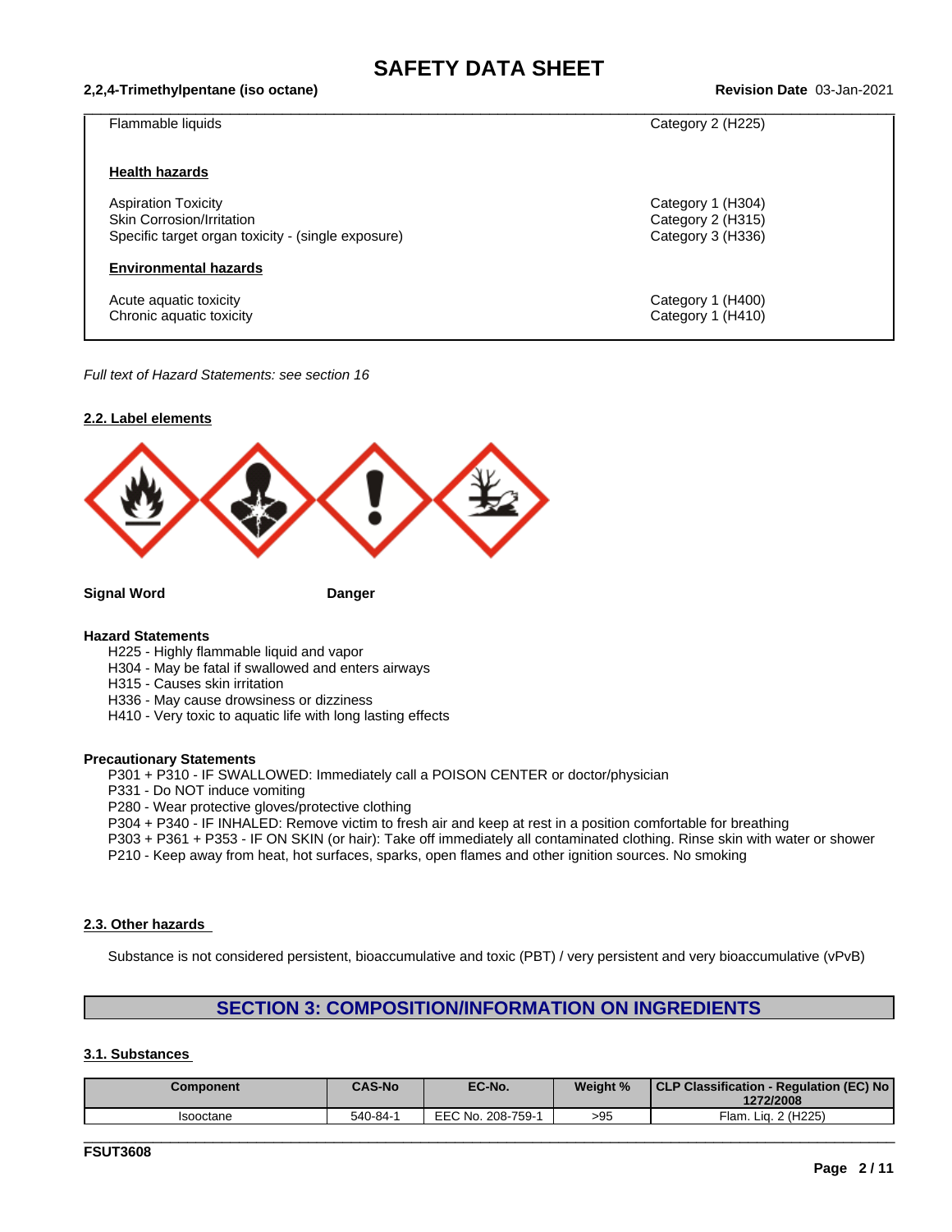| | |
|---|---|
| Flammable liquids | Category 2 (H225) |
| **Health hazards** | |
| Aspiration Toxicity | Category 1 (H304) |
| Skin Corrosion/Irritation | Category 2 (H315) |
| Specific target organ toxicity - (single exposure) | Category 3 (H336) |
| **Environmental hazards** | |
| Acute aquatic toxicity | Category 1 (H400) |
| Chronic aquatic toxicity | Category 1 (H410) |

*Full text of Hazard Statements: see section 16*

### 2.2. Label elements

**Signal Word** **Danger**

**Hazard Statements**

- H225 - Highly flammable liquid and vapor
- H304 - May be fatal if swallowed and enters airways
- H315 - Causes skin irritation
- H336 - May cause drowsiness or dizziness
- H410 - Very toxic to aquatic life with long lasting effects

**Precautionary Statements**

- P301 + P310 - IF SWALLOWED: Immediately call a POISON CENTER or doctor/physician
- P331 - Do NOT induce vomiting
- P280 - Wear protective gloves/protective clothing
- P304 + P340 - IF INHALED: Remove victim to fresh air and keep at rest in a position comfortable for breathing
- P303 + P361 + P353 - IF ON SKIN (or hair): Take off immediately all contaminated clothing. Rinse skin with water or shower
- P210 - Keep away from heat, hot surfaces, sparks, open flames and other ignition sources. No smoking

### 2.3. Other hazards

Substance is not considered persistent, bioaccumulative and toxic (PBT) / very persistent and very bioaccumulative (vPvB)

## SECTION 3: COMPOSITION/INFORMATION ON INGREDIENTS

### 3.1. Substances

| Component | CAS-No | EC-No. | Weight % | CLP Classification - Regulation (EC) No 1272/2008 |
|---|---|---|---|---|
| Isooctane | 540-84-1 | EEC No. 208-759-1 | >95 | Flam. Liq. 2 (H225) |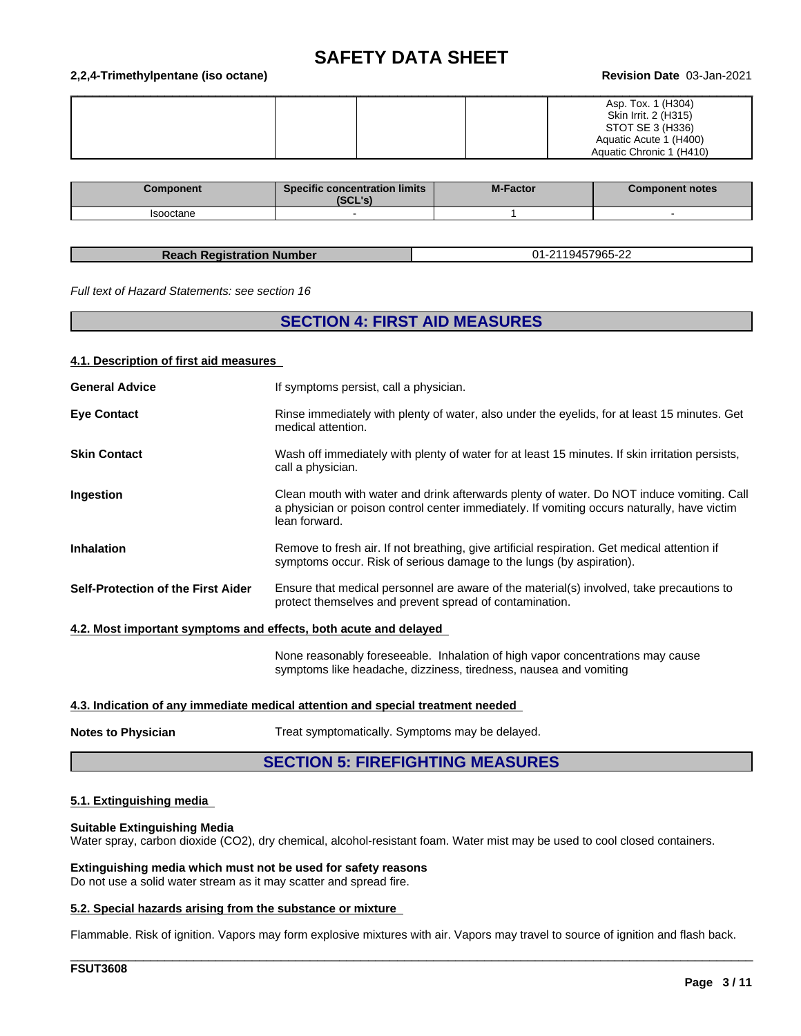| | | | | |
|---|---|---|---|---|
| | | | | Asp. Tox. 1 (H304)<br>Skin Irrit. 2 (H315)<br>STOT SE 3 (H336)<br>Aquatic Acute 1 (H400)<br>Aquatic Chronic 1 (H410) |

| Component | Specific concentration limits (SCL's) | M-Factor | Component notes |
|---|---|---|---|
| Isooctane | - | 1 | - |

| Reach Registration Number | 01-2119457965-22 |
|---|---|

*Full text of Hazard Statements: see section 16*

## SECTION 4: FIRST AID MEASURES

### 4.1. Description of first aid measures

**General Advice**
If symptoms persist, call a physician.

**Eye Contact**
Rinse immediately with plenty of water, also under the eyelids, for at least 15 minutes. Get medical attention.

**Skin Contact**
Wash off immediately with plenty of water for at least 15 minutes. If skin irritation persists, call a physician.

**Ingestion**
Clean mouth with water and drink afterwards plenty of water. Do NOT induce vomiting. Call a physician or poison control center immediately. If vomiting occurs naturally, have victim lean forward.

**Inhalation**
Remove to fresh air. If not breathing, give artificial respiration. Get medical attention if symptoms occur. Risk of serious damage to the lungs (by aspiration).

**Self-Protection of the First Aider**
Ensure that medical personnel are aware of the material(s) involved, take precautions to protect themselves and prevent spread of contamination.

### 4.2. Most important symptoms and effects, both acute and delayed

None reasonably foreseeable. Inhalation of high vapor concentrations may cause symptoms like headache, dizziness, tiredness, nausea and vomiting

### 4.3. Indication of any immediate medical attention and special treatment needed

**Notes to Physician**
Treat symptomatically. Symptoms may be delayed.

## SECTION 5: FIREFIGHTING MEASURES

### 5.1. Extinguishing media

**Suitable Extinguishing Media**
Water spray, carbon dioxide ($CO_2$), dry chemical, alcohol-resistant foam. Water mist may be used to cool closed containers.

**Extinguishing media which must not be used for safety reasons**
Do not use a solid water stream as it may scatter and spread fire.

### 5.2. Special hazards arising from the substance or mixture

Flammable. Risk of ignition. Vapors may form explosive mixtures with air. Vapors may travel to source of ignition and flash back.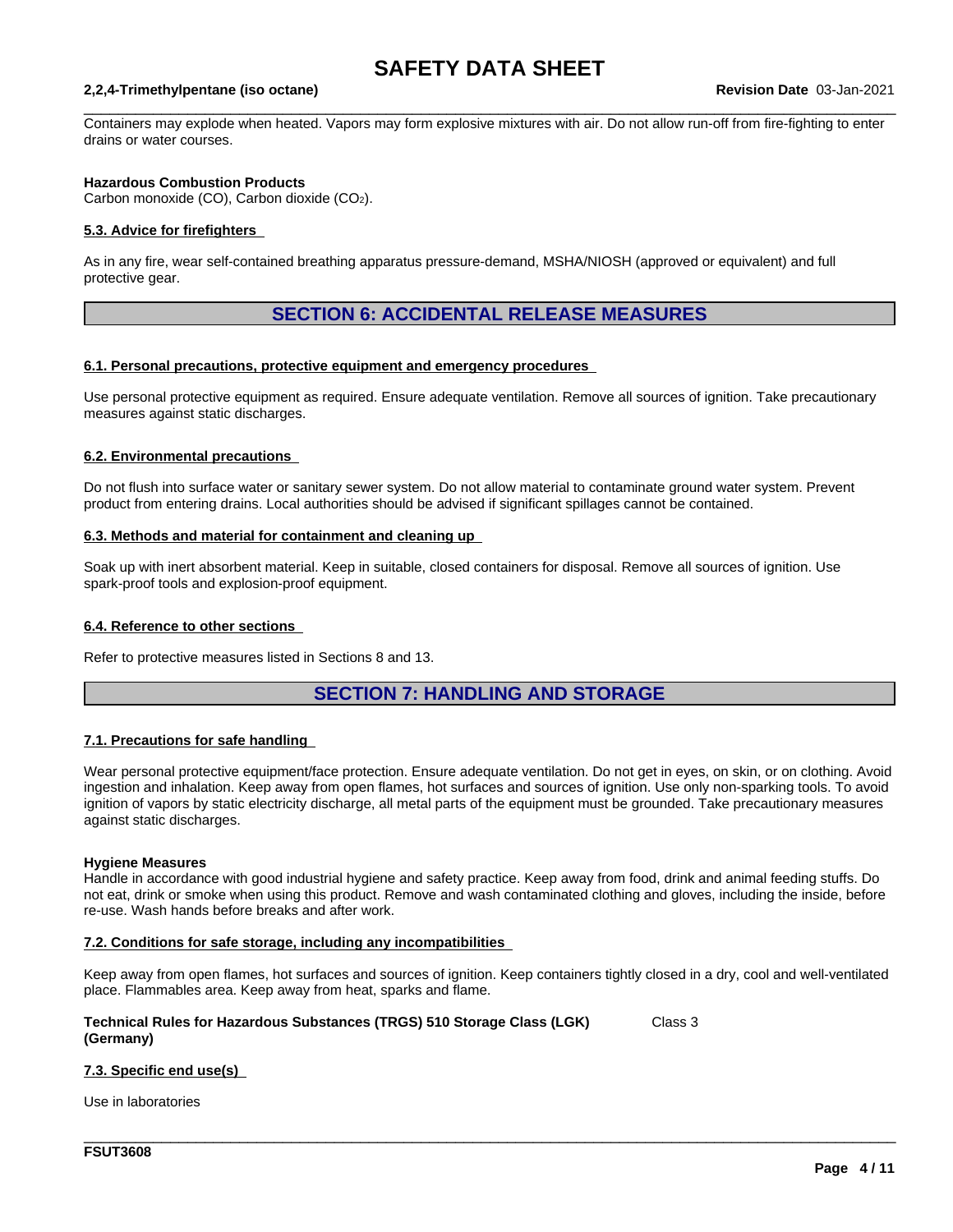Containers may explode when heated. Vapors may form explosive mixtures with air. Do not allow run-off from fire-fighting to enter drains or water courses.

**Hazardous Combustion Products**
Carbon monoxide (CO), Carbon dioxide ($CO_2$).

### 5.3. Advice for firefighters

As in any fire, wear self-contained breathing apparatus pressure-demand, MSHA/NIOSH (approved or equivalent) and full protective gear.

## SECTION 6: ACCIDENTAL RELEASE MEASURES

### 6.1. Personal precautions, protective equipment and emergency procedures

Use personal protective equipment as required. Ensure adequate ventilation. Remove all sources of ignition. Take precautionary measures against static discharges.

### 6.2. Environmental precautions

Do not flush into surface water or sanitary sewer system. Do not allow material to contaminate ground water system. Prevent product from entering drains. Local authorities should be advised if significant spillages cannot be contained.

### 6.3. Methods and material for containment and cleaning up

Soak up with inert absorbent material. Keep in suitable, closed containers for disposal. Remove all sources of ignition. Use spark-proof tools and explosion-proof equipment.

### 6.4. Reference to other sections

Refer to protective measures listed in Sections 8 and 13.

## SECTION 7: HANDLING AND STORAGE

### 7.1. Precautions for safe handling

Wear personal protective equipment/face protection. Ensure adequate ventilation. Do not get in eyes, on skin, or on clothing. Avoid ingestion and inhalation. Keep away from open flames, hot surfaces and sources of ignition. Use only non-sparking tools. To avoid ignition of vapors by static electricity discharge, all metal parts of the equipment must be grounded. Take precautionary measures against static discharges.

**Hygiene Measures**
Handle in accordance with good industrial hygiene and safety practice. Keep away from food, drink and animal feeding stuffs. Do not eat, drink or smoke when using this product. Remove and wash contaminated clothing and gloves, including the inside, before re-use. Wash hands before breaks and after work.

### 7.2. Conditions for safe storage, including any incompatibilities

Keep away from open flames, hot surfaces and sources of ignition. Keep containers tightly closed in a dry, cool and well-ventilated place. Flammables area. Keep away from heat, sparks and flame.

**Technical Rules for Hazardous Substances (TRGS) 510 Storage Class (LGK) (Germany)** Class 3

### 7.3. Specific end use(s)

Use in laboratories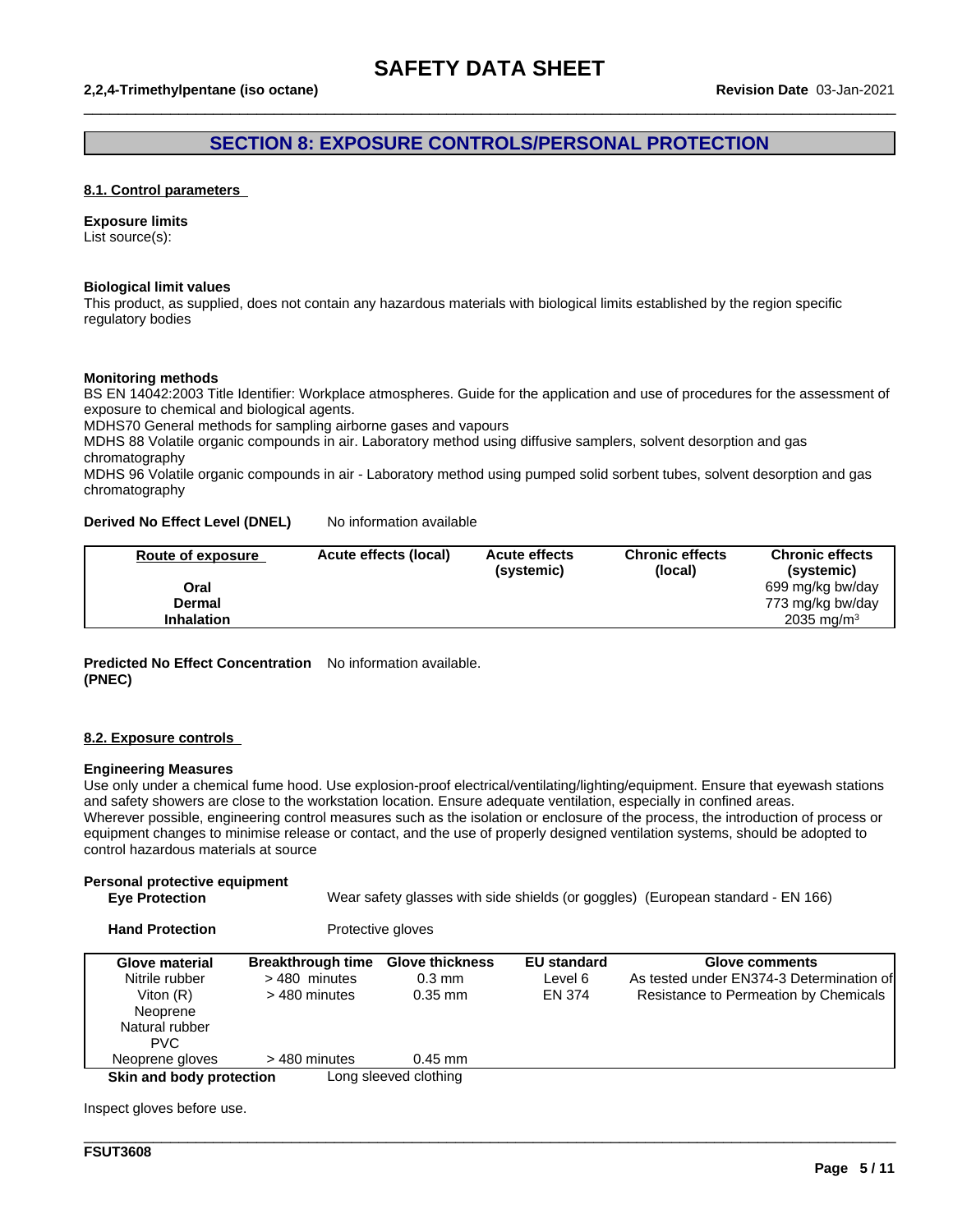## SECTION 8: EXPOSURE CONTROLS/PERSONAL PROTECTION

### 8.1. Control parameters

**Exposure limits**
List source(s):

**Biological limit values**
This product, as supplied, does not contain any hazardous materials with biological limits established by the region specific regulatory bodies

**Monitoring methods**
BS EN 14042:2003 Title Identifier: Workplace atmospheres. Guide for the application and use of procedures for the assessment of exposure to chemical and biological agents.
MDHS70 General methods for sampling airborne gases and vapours
MDHS 88 Volatile organic compounds in air. Laboratory method using diffusive samplers, solvent desorption and gas chromatography
MDHS 96 Volatile organic compounds in air - Laboratory method using pumped solid sorbent tubes, solvent desorption and gas chromatography

**Derived No Effect Level (DNEL)** No information available

| Route of exposure | Acute effects (local) | Acute effects (systemic) | Chronic effects (local) | Chronic effects (systemic) |
|---|---|---|---|---|
| Oral | | | | 699 mg/kg bw/day |
| Dermal | | | | 773 mg/kg bw/day |
| Inhalation | | | | 2035 mg/m$^3$ |

**Predicted No Effect Concentration (PNEC)** No information available.

### 8.2. Exposure controls

**Engineering Measures**
Use only under a chemical fume hood. Use explosion-proof electrical/ventilating/lighting/equipment. Ensure that eyewash stations and safety showers are close to the workstation location. Ensure adequate ventilation, especially in confined areas.
Wherever possible, engineering control measures such as the isolation or enclosure of the process, the introduction of process or equipment changes to minimise release or contact, and the use of properly designed ventilation systems, should be adopted to control hazardous materials at source

**Personal protective equipment**

**Eye Protection** Wear safety glasses with side shields (or goggles) (European standard - EN 166)

**Hand Protection** Protective gloves

| Glove material | Breakthrough time | Glove thickness | EU standard | Glove comments |
|---|---|---|---|---|
| Nitrile rubber | > 480 minutes | 0.3 mm | Level 6 | As tested under EN374-3 Determination of |
| Viton (R) | > 480 minutes | 0.35 mm | EN 374 | Resistance to Permeation by Chemicals |
| Neoprene | | | | |
| Natural rubber | | | | |
| PVC | | | | |
| Neoprene gloves | > 480 minutes | 0.45 mm | | |

**Skin and body protection** Long sleeved clothing

Inspect gloves before use.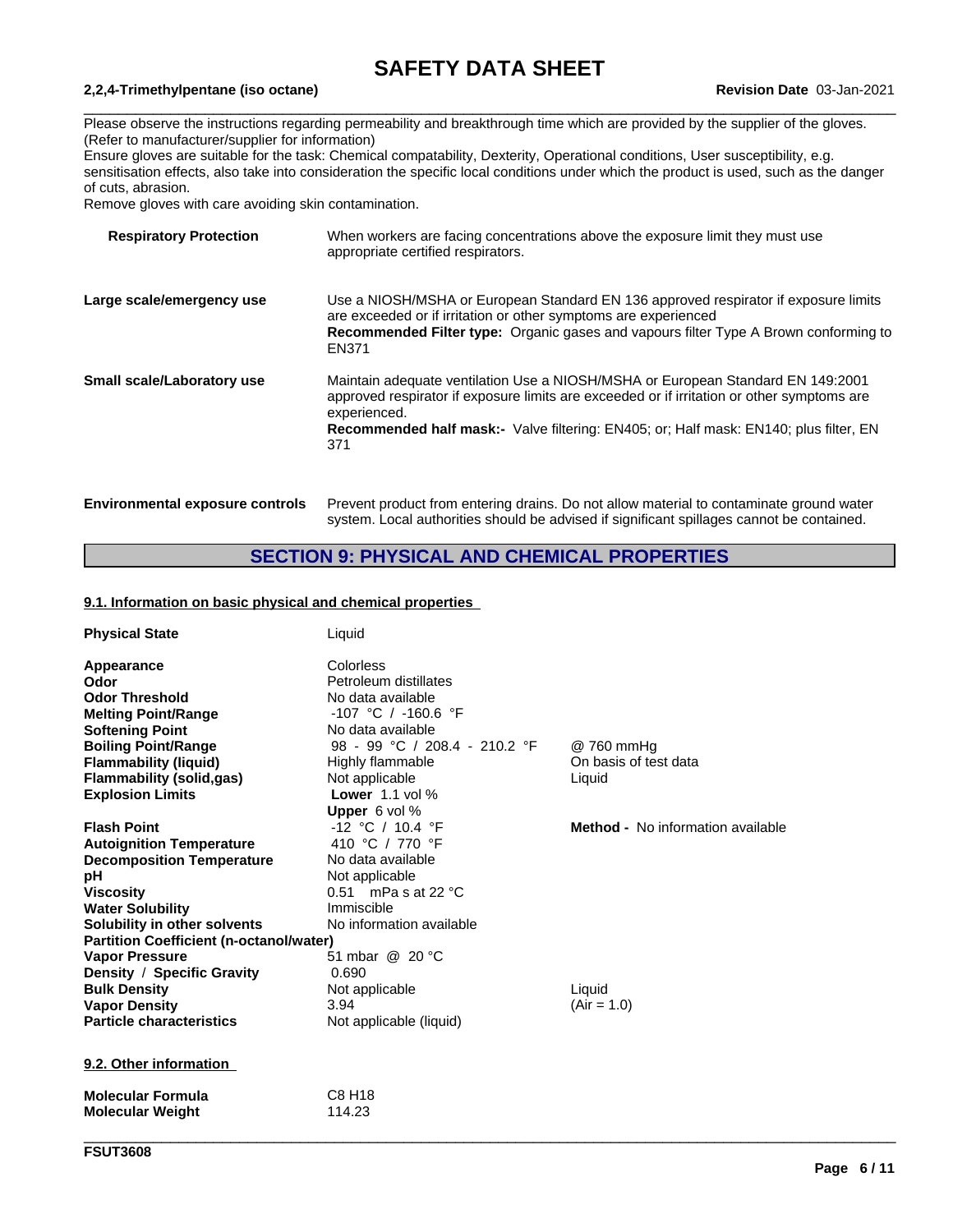Please observe the instructions regarding permeability and breakthrough time which are provided by the supplier of the gloves. (Refer to manufacturer/supplier for information)
Ensure gloves are suitable for the task: Chemical compatability, Dexterity, Operational conditions, User susceptibility, e.g. sensitisation effects, also take into consideration the specific local conditions under which the product is used, such as the danger of cuts, abrasion.
Remove gloves with care avoiding skin contamination.

| | |
|---|---|
| **Respiratory Protection** | When workers are facing concentrations above the exposure limit they must use appropriate certified respirators. |
| **Large scale/emergency use** | Use a NIOSH/MSHA or European Standard EN 136 approved respirator if exposure limits are exceeded or if irritation or other symptoms are experienced **Recommended Filter type:** Organic gases and vapours filter Type A Brown conforming to EN371 |
| **Small scale/Laboratory use** | Maintain adequate ventilation Use a NIOSH/MSHA or European Standard EN 149:2001 approved respirator if exposure limits are exceeded or if irritation or other symptoms are experienced. **Recommended half mask:-** Valve filtering: EN405; or; Half mask: EN140; plus filter, EN 371 |
| **Environmental exposure controls** | Prevent product from entering drains. Do not allow material to contaminate ground water system. Local authorities should be advised if significant spillages cannot be contained. |

## SECTION 9: PHYSICAL AND CHEMICAL PROPERTIES

### 9.1. Information on basic physical and chemical properties

| | | |
|---|---|---|
| **Physical State** | Liquid | |
| **Appearance** | Colorless | |
| **Odor** | Petroleum distillates | |
| **Odor Threshold** | No data available | |
| **Melting Point/Range** | -107 °C / -160.6 °F | |
| **Softening Point** | No data available | |
| **Boiling Point/Range** | 98 - 99 °C / 208.4 - 210.2 °F | @ 760 mmHg |
| **Flammability (liquid)** | Highly flammable | On basis of test data |
| **Flammability (solid,gas)** | Not applicable | Liquid |
| **Explosion Limits** | **Lower** 1.1 vol % **Upper** 6 vol % | |
| **Flash Point** | -12 °C / 10.4 °F | **Method -** No information available |
| **Autoignition Temperature** | 410 °C / 770 °F | |
| **Decomposition Temperature** | No data available | |
| **pH** | Not applicable | |
| **Viscosity** | 0.51 mPa s at 22 °C | |
| **Water Solubility** | Immiscible | |
| **Solubility in other solvents** | No information available | |
| **Partition Coefficient (n-octanol/water)** | | |
| **Vapor Pressure** | 51 mbar @ 20 °C | |
| **Density / Specific Gravity** | 0.690 | |
| **Bulk Density** | Not applicable | Liquid |
| **Vapor Density** | 3.94 | (Air = 1.0) |
| **Particle characteristics** | Not applicable (liquid) | |

### 9.2. Other information

| | |
|---|---|
| **Molecular Formula** | $C_8H_{18}$ |
| **Molecular Weight** | 114.23 |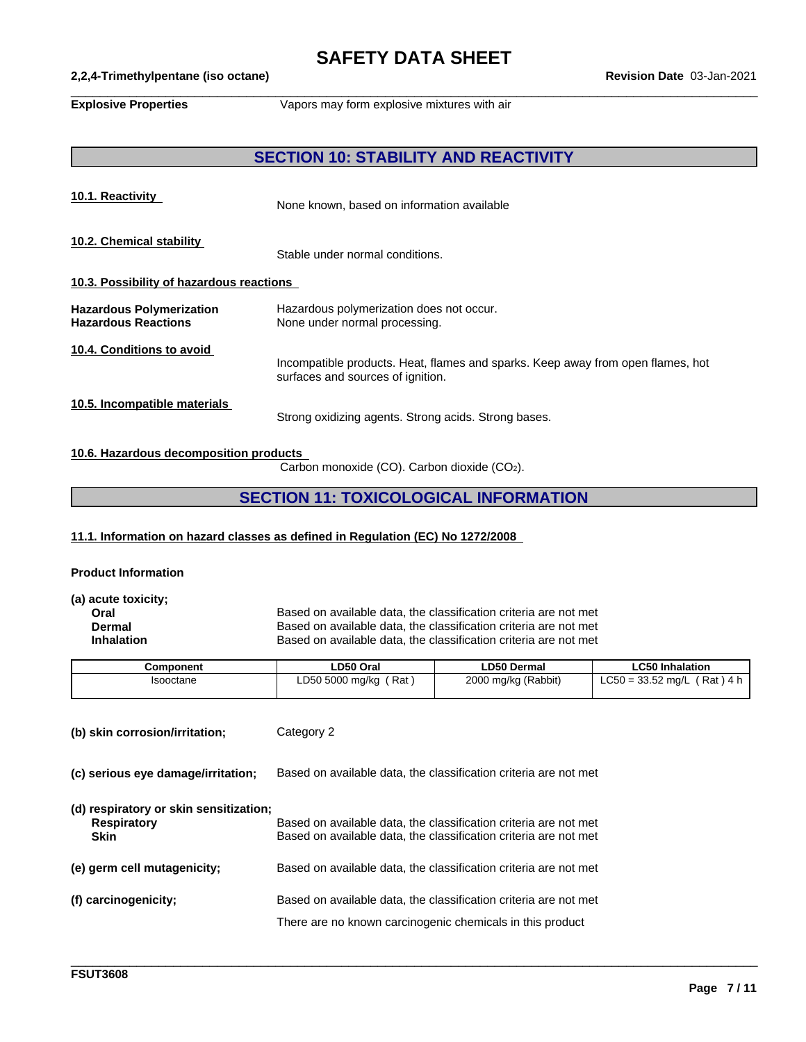**Explosive Properties** Vapors may form explosive mixtures with air

## SECTION 10: STABILITY AND REACTIVITY

**10.1. Reactivity**

None known, based on information available

**10.2. Chemical stability**

Stable under normal conditions.

**10.3. Possibility of hazardous reactions**

**Hazardous Polymerization** Hazardous polymerization does not occur.
**Hazardous Reactions** None under normal processing.

**10.4. Conditions to avoid**

Incompatible products. Heat, flames and sparks. Keep away from open flames, hot surfaces and sources of ignition.

**10.5. Incompatible materials**

Strong oxidizing agents. Strong acids. Strong bases.

**10.6. Hazardous decomposition products**

Carbon monoxide (CO). Carbon dioxide ($CO_2$).

## SECTION 11: TOXICOLOGICAL INFORMATION

**11.1. Information on hazard classes as defined in Regulation (EC) No 1272/2008**

**Product Information**

**(a) acute toxicity;**

**Oral** Based on available data, the classification criteria are not met
**Dermal** Based on available data, the classification criteria are not met
**Inhalation** Based on available data, the classification criteria are not met

| Component | LD50 Oral | LD50 Dermal | LC50 Inhalation |
|---|---|---|---|
| Isooctane | LD50 5000 mg/kg ( Rat ) | 2000 mg/kg (Rabbit) | LC50 = 33.52 mg/L ( Rat ) 4 h |

**(b) skin corrosion/irritation;** Category 2

**(c) serious eye damage/irritation;** Based on available data, the classification criteria are not met

**(d) respiratory or skin sensitization;**

**Respiratory** Based on available data, the classification criteria are not met
**Skin** Based on available data, the classification criteria are not met

**(e) germ cell mutagenicity;** Based on available data, the classification criteria are not met

**(f) carcinogenicity;** Based on available data, the classification criteria are not met

There are no known carcinogenic chemicals in this product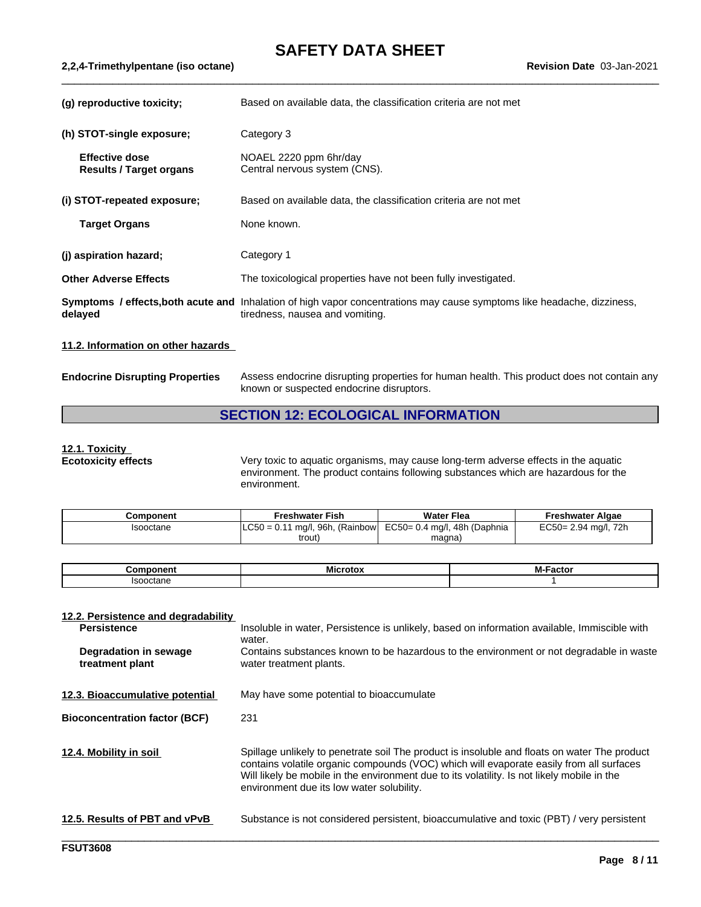**(g) reproductive toxicity;** Based on available data, the classification criteria are not met

**(h) STOT-single exposure;** Category 3

**Effective dose** NOAEL 2220 ppm 6hr/day
**Results / Target organs** Central nervous system (CNS).

**(i) STOT-repeated exposure;** Based on available data, the classification criteria are not met

**Target Organs** None known.

**(j) aspiration hazard;** Category 1

**Other Adverse Effects** The toxicological properties have not been fully investigated.

**Symptoms / effects,both acute and delayed** Inhalation of high vapor concentrations may cause symptoms like headache, dizziness, tiredness, nausea and vomiting.

**11.2. Information on other hazards**

**Endocrine Disrupting Properties** Assess endocrine disrupting properties for human health. This product does not contain any known or suspected endocrine disruptors.

## SECTION 12: ECOLOGICAL INFORMATION

**12.1. Toxicity**

**Ecotoxicity effects** Very toxic to aquatic organisms, may cause long-term adverse effects in the aquatic environment. The product contains following substances which are hazardous for the environment.

| Component | Freshwater Fish | Water Flea | Freshwater Algae |
|---|---|---|---|
| Isooctane | LC50 = 0.11 mg/l, 96h, (Rainbow trout) | EC50= 0.4 mg/l, 48h (Daphnia magna) | EC50= 2.94 mg/l, 72h |

| Component | Microtox | M-Factor |
|---|---|---|
| Isooctane | | 1 |

**12.2. Persistence and degradability**

**Persistence** Insoluble in water, Persistence is unlikely, based on information available, Immiscible with water.

**Degradation in sewage treatment plant** Contains substances known to be hazardous to the environment or not degradable in waste water treatment plants.

**12.3. Bioaccumulative potential** May have some potential to bioaccumulate

**Bioconcentration factor (BCF)** 231

**12.4. Mobility in soil** Spillage unlikely to penetrate soil The product is insoluble and floats on water The product contains volatile organic compounds (VOC) which will evaporate easily from all surfaces Will likely be mobile in the environment due to its volatility. Is not likely mobile in the environment due its low water solubility.

**12.5. Results of PBT and vPvB** Substance is not considered persistent, bioaccumulative and toxic (PBT) / very persistent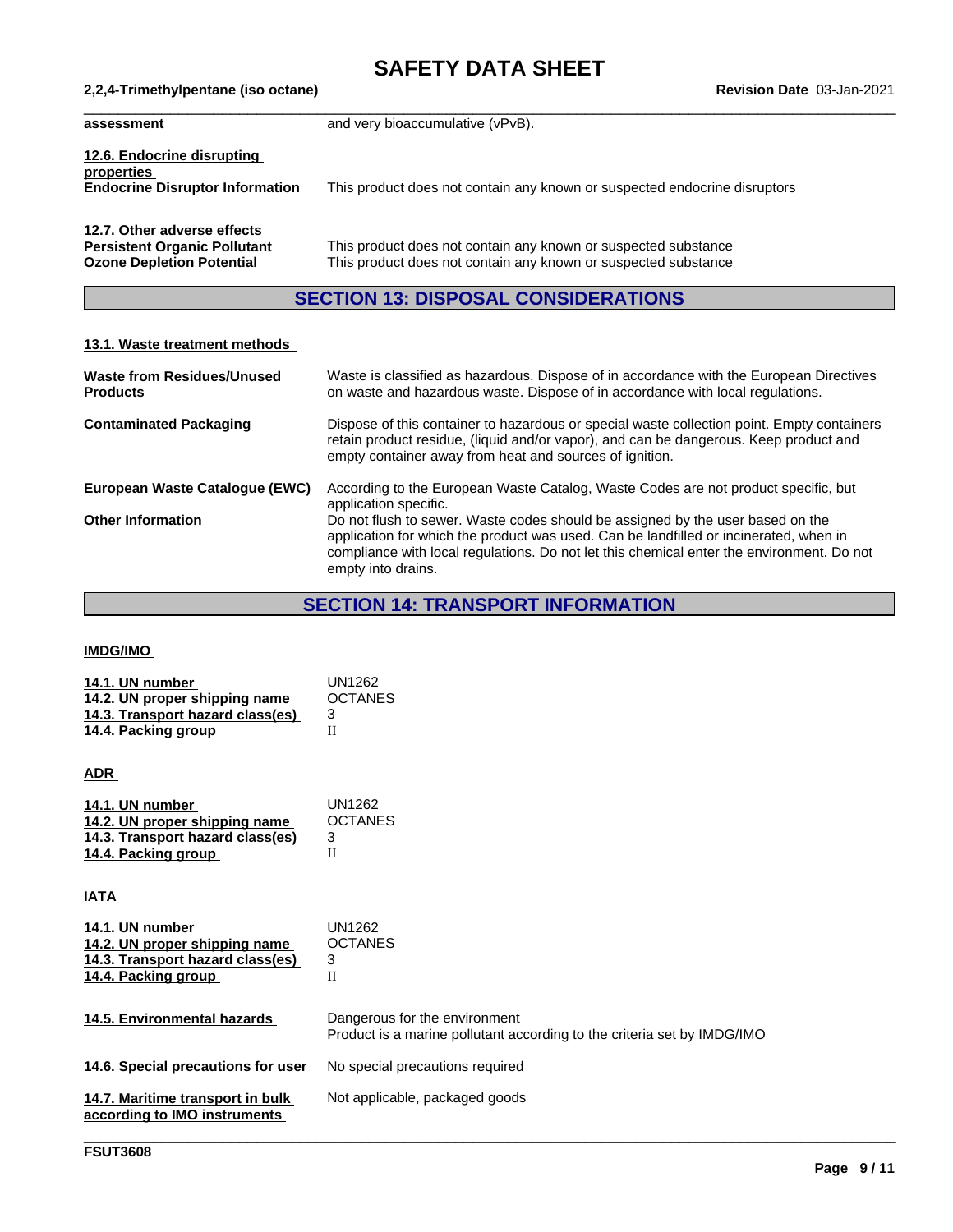| | |
|---|---|
| **assessment** | and very bioaccumulative (vPvB). |

**12.6. Endocrine disrupting properties**

| | |
|---|---|
| **Endocrine Disruptor Information** | This product does not contain any known or suspected endocrine disruptors |

**12.7. Other adverse effects**

| | |
|---|---|
| **Persistent Organic Pollutant** | This product does not contain any known or suspected substance |
| **Ozone Depletion Potential** | This product does not contain any known or suspected substance |

## SECTION 13: DISPOSAL CONSIDERATIONS

**13.1. Waste treatment methods**

| | |
|---|---|
| **Waste from Residues/Unused Products** | Waste is classified as hazardous. Dispose of in accordance with the European Directives on waste and hazardous waste. Dispose of in accordance with local regulations. |
| **Contaminated Packaging** | Dispose of this container to hazardous or special waste collection point. Empty containers retain product residue, (liquid and/or vapor), and can be dangerous. Keep product and empty container away from heat and sources of ignition. |
| **European Waste Catalogue (EWC)** | According to the European Waste Catalog, Waste Codes are not product specific, but application specific. |
| **Other Information** | Do not flush to sewer. Waste codes should be assigned by the user based on the application for which the product was used. Can be landfilled or incinerated, when in compliance with local regulations. Do not let this chemical enter the environment. Do not empty into drains. |

## SECTION 14: TRANSPORT INFORMATION

**IMDG/IMO**

| | |
|---|---|
| **14.1. UN number** | UN1262 |
| **14.2. UN proper shipping name** | OCTANES |
| **14.3. Transport hazard class(es)** | 3 |
| **14.4. Packing group** | II |

**ADR**

| | |
|---|---|
| **14.1. UN number** | UN1262 |
| **14.2. UN proper shipping name** | OCTANES |
| **14.3. Transport hazard class(es)** | 3 |
| **14.4. Packing group** | II |

**IATA**

| | |
|---|---|
| **14.1. UN number** | UN1262 |
| **14.2. UN proper shipping name** | OCTANES |
| **14.3. Transport hazard class(es)** | 3 |
| **14.4. Packing group** | II |

| | |
|---|---|
| **14.5. Environmental hazards** | Dangerous for the environment<br>Product is a marine pollutant according to the criteria set by IMDG/IMO |
| **14.6. Special precautions for user** | No special precautions required |
| **14.7. Maritime transport in bulk according to IMO instruments** | Not applicable, packaged goods |

FSUT3608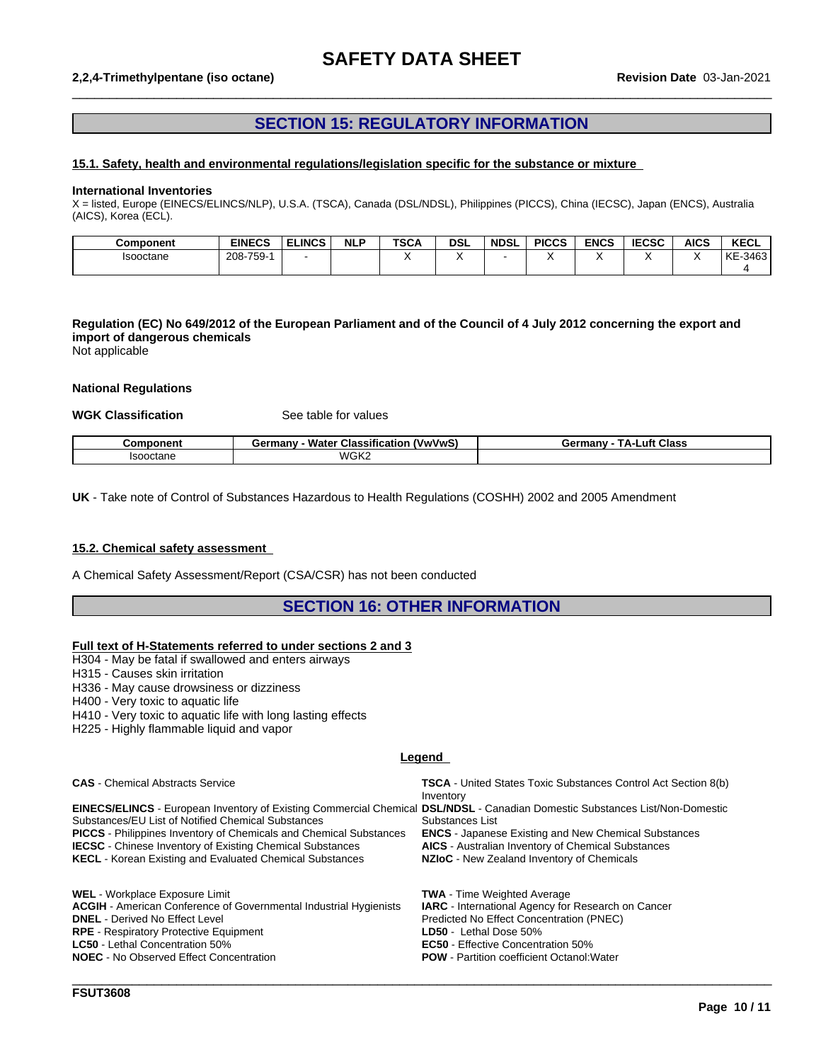## SECTION 15: REGULATORY INFORMATION

### 15.1. Safety, health and environmental regulations/legislation specific for the substance or mixture

**International Inventories**

X = listed, Europe (EINECS/ELINCS/NLP), U.S.A. (TSCA), Canada (DSL/NDSL), Philippines (PICCS), China (IECSC), Japan (ENCS), Australia (AICS), Korea (ECL).

| Component | EINECS | ELINCS | NLP | TSCA | DSL | NDSL | PICCS | ENCS | IECSC | AICS | KECL |
|---|---|---|---|---|---|---|---|---|---|---|---|
| Isooctane | 208-759-1 | - | | X | X | - | X | X | X | X | KE-34634 |

**Regulation (EC) No 649/2012 of the European Parliament and of the Council of 4 July 2012 concerning the export and import of dangerous chemicals**

Not applicable

**National Regulations**

**WGK Classification** See table for values

| Component | Germany - Water Classification (VwVwS) | Germany - TA-Luft Class |
|---|---|---|
| Isooctane | WGK2 | |

**UK** - Take note of Control of Substances Hazardous to Health Regulations (COSHH) 2002 and 2005 Amendment

### 15.2. Chemical safety assessment

A Chemical Safety Assessment/Report (CSA/CSR) has not been conducted

## SECTION 16: OTHER INFORMATION

**Full text of H-Statements referred to under sections 2 and 3**

H304 - May be fatal if swallowed and enters airways
H315 - Causes skin irritation
H336 - May cause drowsiness or dizziness
H400 - Very toxic to aquatic life
H410 - Very toxic to aquatic life with long lasting effects
H225 - Highly flammable liquid and vapor

**Legend**

**CAS** - Chemical Abstracts Service
**TSCA** - United States Toxic Substances Control Act Section 8(b) Inventory
**EINECS/ELINCS** - European Inventory of Existing Commercial Chemical Substances/EU List of Notified Chemical Substances
**DSL/NDSL** - Canadian Domestic Substances List/Non-Domestic Substances List
**PICCS** - Philippines Inventory of Chemicals and Chemical Substances
**ENCS** - Japanese Existing and New Chemical Substances
**IECSC** - Chinese Inventory of Existing Chemical Substances
**AICS** - Australian Inventory of Chemical Substances
**KECL** - Korean Existing and Evaluated Chemical Substances
**NZIoC** - New Zealand Inventory of Chemicals

**WEL** - Workplace Exposure Limit
**TWA** - Time Weighted Average
**ACGIH** - American Conference of Governmental Industrial Hygienists
**IARC** - International Agency for Research on Cancer
**DNEL** - Derived No Effect Level
Predicted No Effect Concentration (PNEC)
**RPE** - Respiratory Protective Equipment
**LD50** - Lethal Dose 50%
**LC50** - Lethal Concentration 50%
**EC50** - Effective Concentration 50%
**NOEC** - No Observed Effect Concentration
**POW** - Partition coefficient Octanol:Water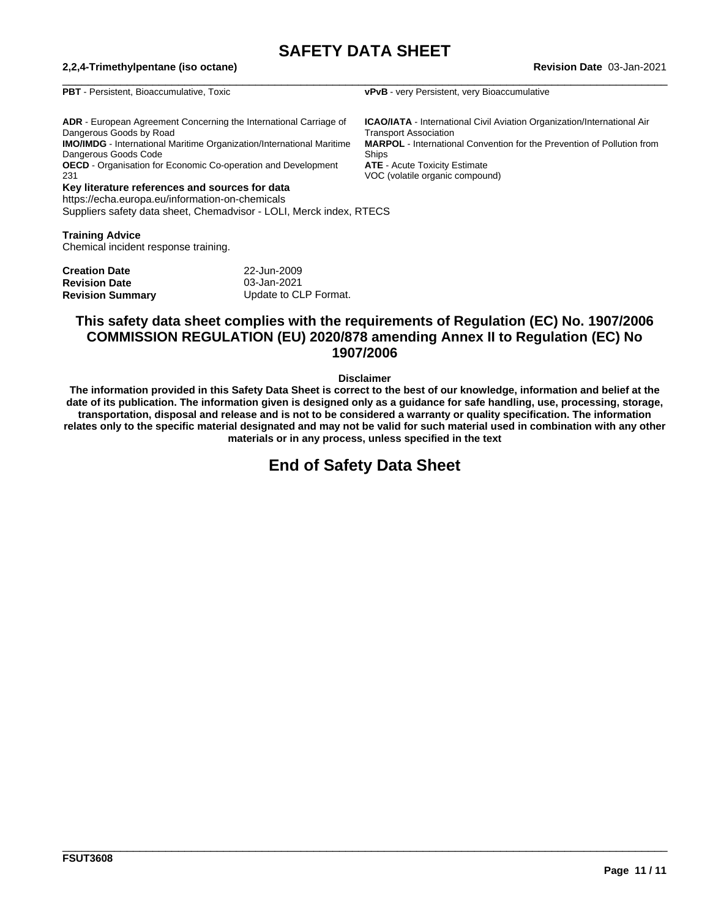**PBT** - Persistent, Bioaccumulative, Toxic

**vPvB** - very Persistent, very Bioaccumulative

**ADR** - European Agreement Concerning the International Carriage of Dangerous Goods by Road

**IMO/IMDG** - International Maritime Organization/International Maritime Dangerous Goods Code

**OECD** - Organisation for Economic Co-operation and Development 231

**ICAO/IATA** - International Civil Aviation Organization/International Air Transport Association

**MARPOL** - International Convention for the Prevention of Pollution from Ships

**ATE** - Acute Toxicity Estimate

VOC (volatile organic compound)

**Key literature references and sources for data**

https://echa.europa.eu/information-on-chemicals

Suppliers safety data sheet, Chemadvisor - LOLI, Merck index, RTECS

**Training Advice**

Chemical incident response training.

| | |
|---|---|
| **Creation Date** | 22-Jun-2009 |
| **Revision Date** | 03-Jan-2021 |
| **Revision Summary** | Update to CLP Format. |

## This safety data sheet complies with the requirements of Regulation (EC) No. 1907/2006 COMMISSION REGULATION (EU) 2020/878 amending Annex II to Regulation (EC) No 1907/2006

**Disclaimer**

**The information provided in this Safety Data Sheet is correct to the best of our knowledge, information and belief at the date of its publication. The information given is designed only as a guidance for safe handling, use, processing, storage, transportation, disposal and release and is not to be considered a warranty or quality specification. The information relates only to the specific material designated and may not be valid for such material used in combination with any other materials or in any process, unless specified in the text**

# End of Safety Data Sheet